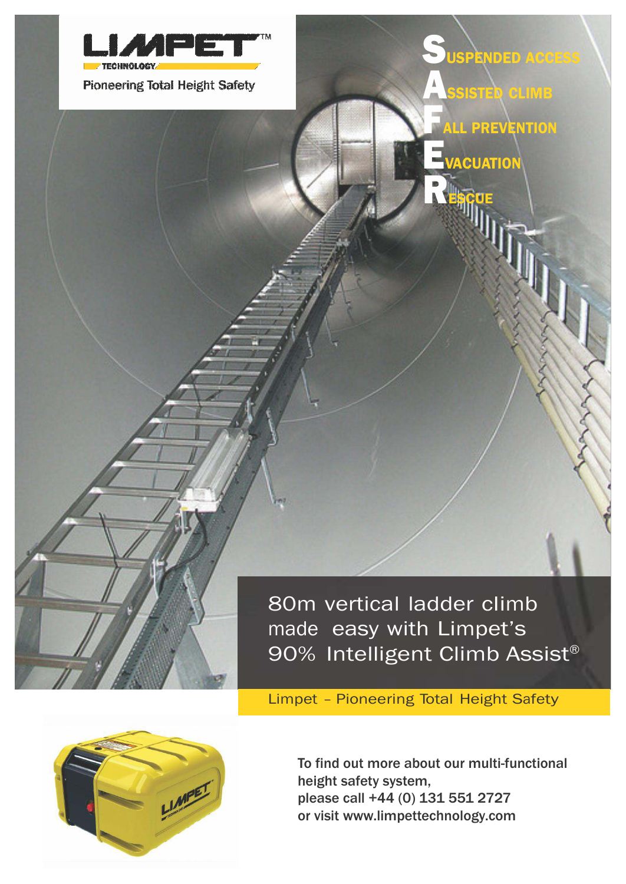LIMPET™ TECHNOLOGY

Pioneering Total Height Safety

**S**USPENDED ACCESS
**A**SSISTED CLIMB
**F**ALL PREVENTION
**E**VACUATION
**R**ESCUE

## 80m vertical ladder climb made easy with Limpet's 90% Intelligent Climb Assist®

Limpet – Pioneering Total Height Safety

**To find out more about our multi-functional height safety system, please call +44 (0) 131 551 2727 or visit www.limpettechnology.com**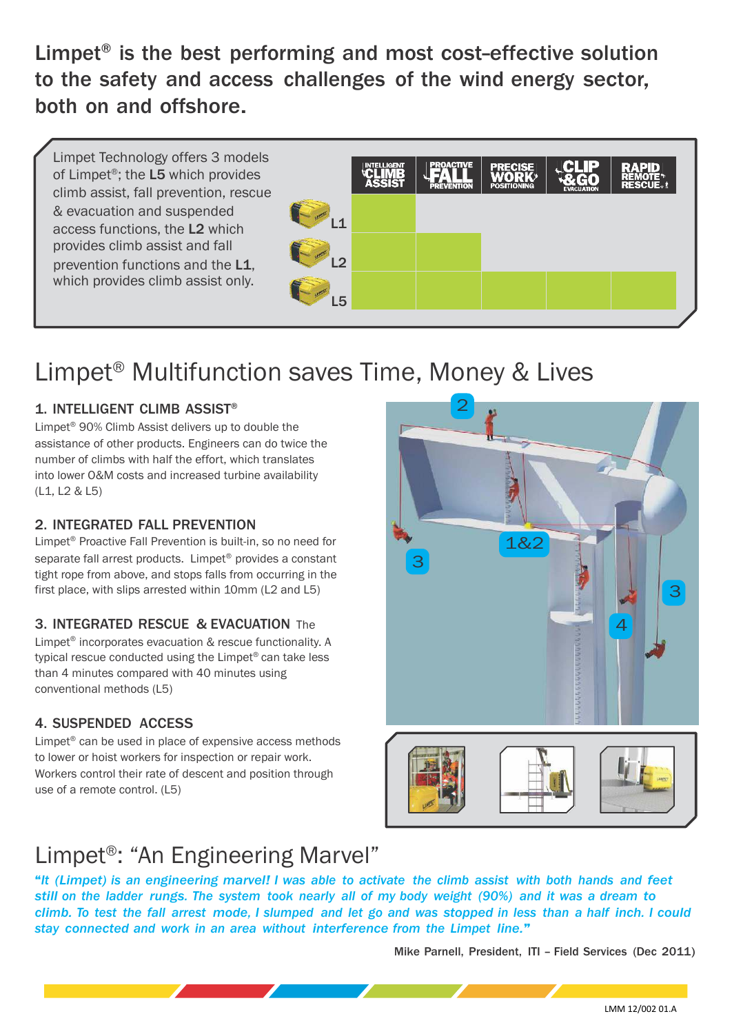## Limpet® is the best performing and most cost-effective solution to the safety and access challenges of the wind energy sector, both on and offshore.

Limpet Technology offers 3 models of Limpet®; the **L5** which provides climb assist, fall prevention, rescue & evacuation and suspended access functions, the **L2** which provides climb assist and fall prevention functions and the **L1**, which provides climb assist only.

INTELLIGENT CLIMB ASSIST
PROACTIVE FALL PREVENTION
PRECISE WORK POSITIONING
CLIP & GO EVACUATION
RAPID REMOTE RESCUE

L1
L2
L5

# Limpet® Multifunction saves Time, Money & Lives

### 1. INTELLIGENT CLIMB ASSIST®

Limpet® 90% Climb Assist delivers up to double the assistance of other products. Engineers can do twice the number of climbs with half the effort, which translates into lower O&M costs and increased turbine availability (L1, L2 & L5)

### 2. INTEGRATED FALL PREVENTION

Limpet® Proactive Fall Prevention is built-in, so no need for separate fall arrest products. Limpet® provides a constant tight rope from above, and stops falls from occurring in the first place, with slips arrested within 10mm (L2 and L5)

### 3. INTEGRATED RESCUE & EVACUATION

The Limpet® incorporates evacuation & rescue functionality. A typical rescue conducted using the Limpet® can take less than 4 minutes compared with 40 minutes using conventional methods (L5)

### 4. SUSPENDED ACCESS

Limpet® can be used in place of expensive access methods to lower or hoist workers for inspection or repair work. Workers control their rate of descent and position through use of a remote control. (L5)

2
1&2
3
3
4

# Limpet®: "An Engineering Marvel"

*"It (Limpet) is an engineering marvel! I was able to activate the climb assist with both hands and feet still on the ladder rungs. The system took nearly all of my body weight (90%) and it was a dream to climb. To test the fall arrest mode, I slumped and let go and was stopped in less than a half inch. I could stay connected and work in an area without interference from the Limpet line."*

Mike Parnell, President, ITI – Field Services (Dec 2011)

LMM 12/002 01.A